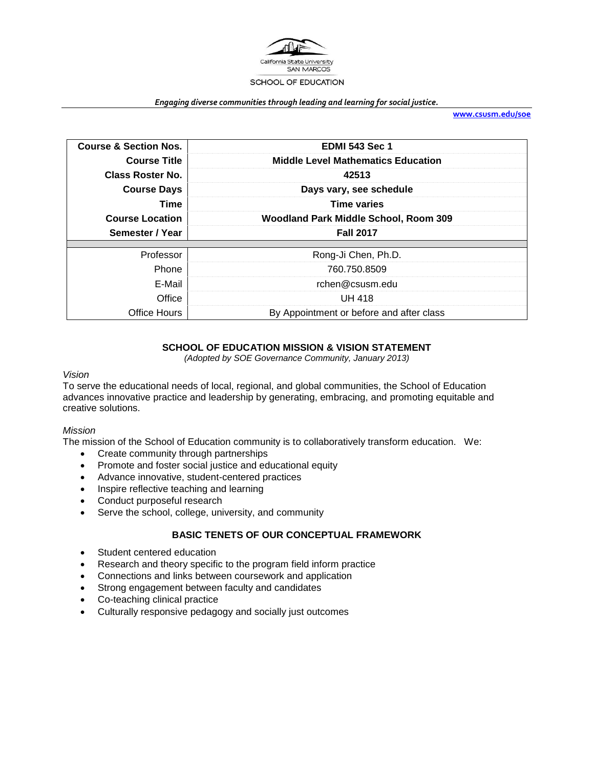California State University SAN MARCOS

SCHOOL OF EDUCATION

*Engaging diverse communities through leading and learning for social justice.*

www.csusm.edu/soe

| Course & Section Nos. | EDMI 543 Sec 1 |
|---|---|
| Course Title | Middle Level Mathematics Education |
| Class Roster No. | 42513 |
| Course Days | Days vary, see schedule |
| Time | Time varies |
| Course Location | Woodland Park Middle School, Room 309 |
| Semester / Year | Fall 2017 |
| | |
| Professor | Rong-Ji Chen, Ph.D. |
| Phone | 760.750.8509 |
| E-Mail | rchen@csusm.edu |
| Office | UH 418 |
| Office Hours | By Appointment or before and after class |

## SCHOOL OF EDUCATION MISSION & VISION STATEMENT

*(Adopted by SOE Governance Community, January 2013)*

*Vision*

To serve the educational needs of local, regional, and global communities, the School of Education advances innovative practice and leadership by generating, embracing, and promoting equitable and creative solutions.

*Mission*

The mission of the School of Education community is to collaboratively transform education. We:

- Create community through partnerships
- Promote and foster social justice and educational equity
- Advance innovative, student-centered practices
- Inspire reflective teaching and learning
- Conduct purposeful research
- Serve the school, college, university, and community

## BASIC TENETS OF OUR CONCEPTUAL FRAMEWORK

- Student centered education
- Research and theory specific to the program field inform practice
- Connections and links between coursework and application
- Strong engagement between faculty and candidates
- Co-teaching clinical practice
- Culturally responsive pedagogy and socially just outcomes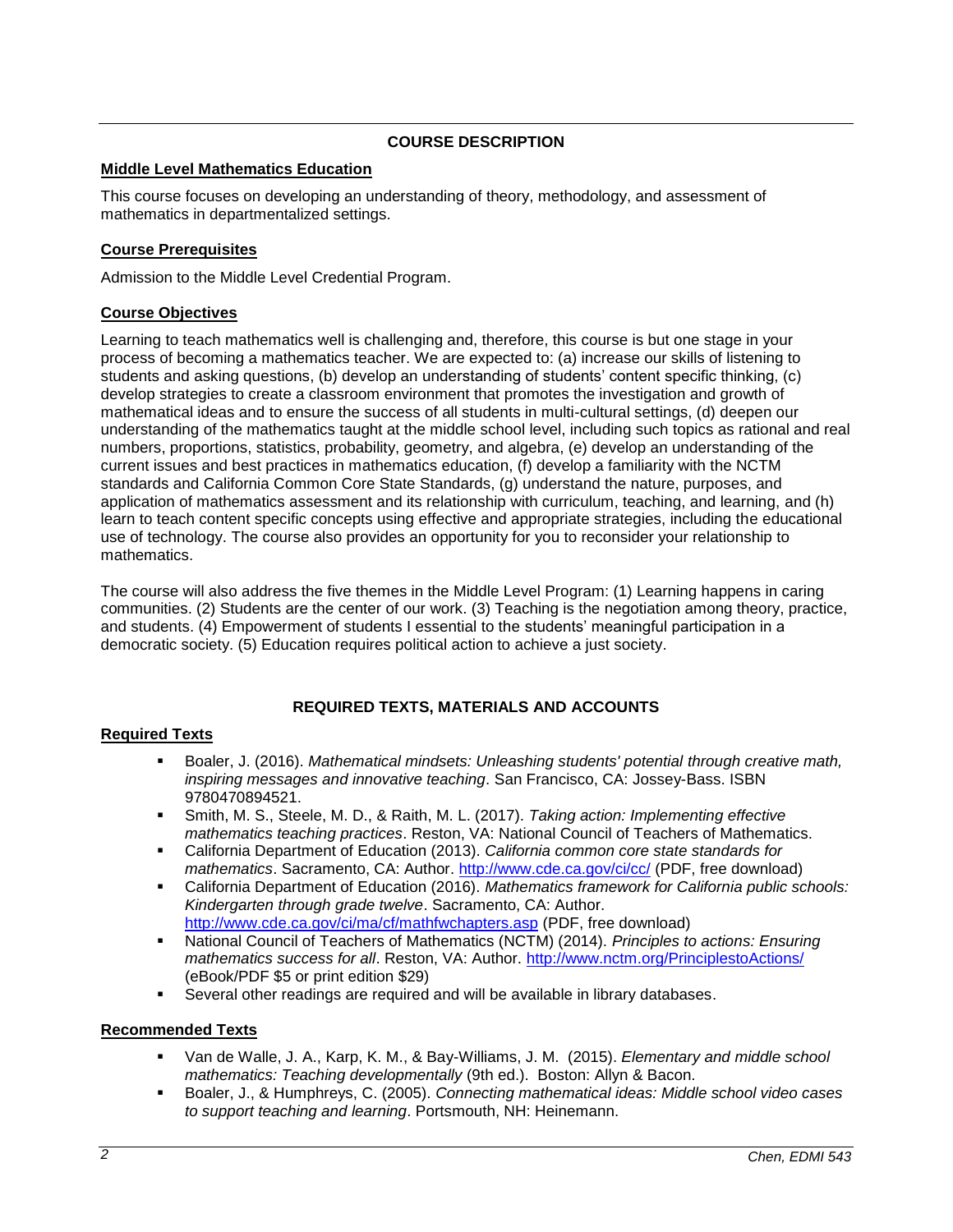## COURSE DESCRIPTION

### Middle Level Mathematics Education

This course focuses on developing an understanding of theory, methodology, and assessment of mathematics in departmentalized settings.

### Course Prerequisites

Admission to the Middle Level Credential Program.

### Course Objectives

Learning to teach mathematics well is challenging and, therefore, this course is but one stage in your process of becoming a mathematics teacher. We are expected to: (a) increase our skills of listening to students and asking questions, (b) develop an understanding of students' content specific thinking, (c) develop strategies to create a classroom environment that promotes the investigation and growth of mathematical ideas and to ensure the success of all students in multi-cultural settings, (d) deepen our understanding of the mathematics taught at the middle school level, including such topics as rational and real numbers, proportions, statistics, probability, geometry, and algebra, (e) develop an understanding of the current issues and best practices in mathematics education, (f) develop a familiarity with the NCTM standards and California Common Core State Standards, (g) understand the nature, purposes, and application of mathematics assessment and its relationship with curriculum, teaching, and learning, and (h) learn to teach content specific concepts using effective and appropriate strategies, including the educational use of technology. The course also provides an opportunity for you to reconsider your relationship to mathematics.

The course will also address the five themes in the Middle Level Program: (1) Learning happens in caring communities. (2) Students are the center of our work. (3) Teaching is the negotiation among theory, practice, and students. (4) Empowerment of students I essential to the students' meaningful participation in a democratic society. (5) Education requires political action to achieve a just society.

## REQUIRED TEXTS, MATERIALS AND ACCOUNTS

### Required Texts

- Boaler, J. (2016). *Mathematical mindsets: Unleashing students' potential through creative math, inspiring messages and innovative teaching*. San Francisco, CA: Jossey-Bass. ISBN 9780470894521.
- Smith, M. S., Steele, M. D., & Raith, M. L. (2017). *Taking action: Implementing effective mathematics teaching practices*. Reston, VA: National Council of Teachers of Mathematics.
- California Department of Education (2013). *California common core state standards for mathematics*. Sacramento, CA: Author. http://www.cde.ca.gov/ci/cc/ (PDF, free download)
- California Department of Education (2016). *Mathematics framework for California public schools: Kindergarten through grade twelve*. Sacramento, CA: Author. http://www.cde.ca.gov/ci/ma/cf/mathfwchapters.asp (PDF, free download)
- National Council of Teachers of Mathematics (NCTM) (2014). *Principles to actions: Ensuring mathematics success for all*. Reston, VA: Author. http://www.nctm.org/PrinciplestoActions/ (eBook/PDF $5 or print edition $29)
- Several other readings are required and will be available in library databases.

### Recommended Texts

- Van de Walle, J. A., Karp, K. M., & Bay-Williams, J. M. (2015). *Elementary and middle school mathematics: Teaching developmentally* (9th ed.). Boston: Allyn & Bacon.
- Boaler, J., & Humphreys, C. (2005). *Connecting mathematical ideas: Middle school video cases to support teaching and learning*. Portsmouth, NH: Heinemann.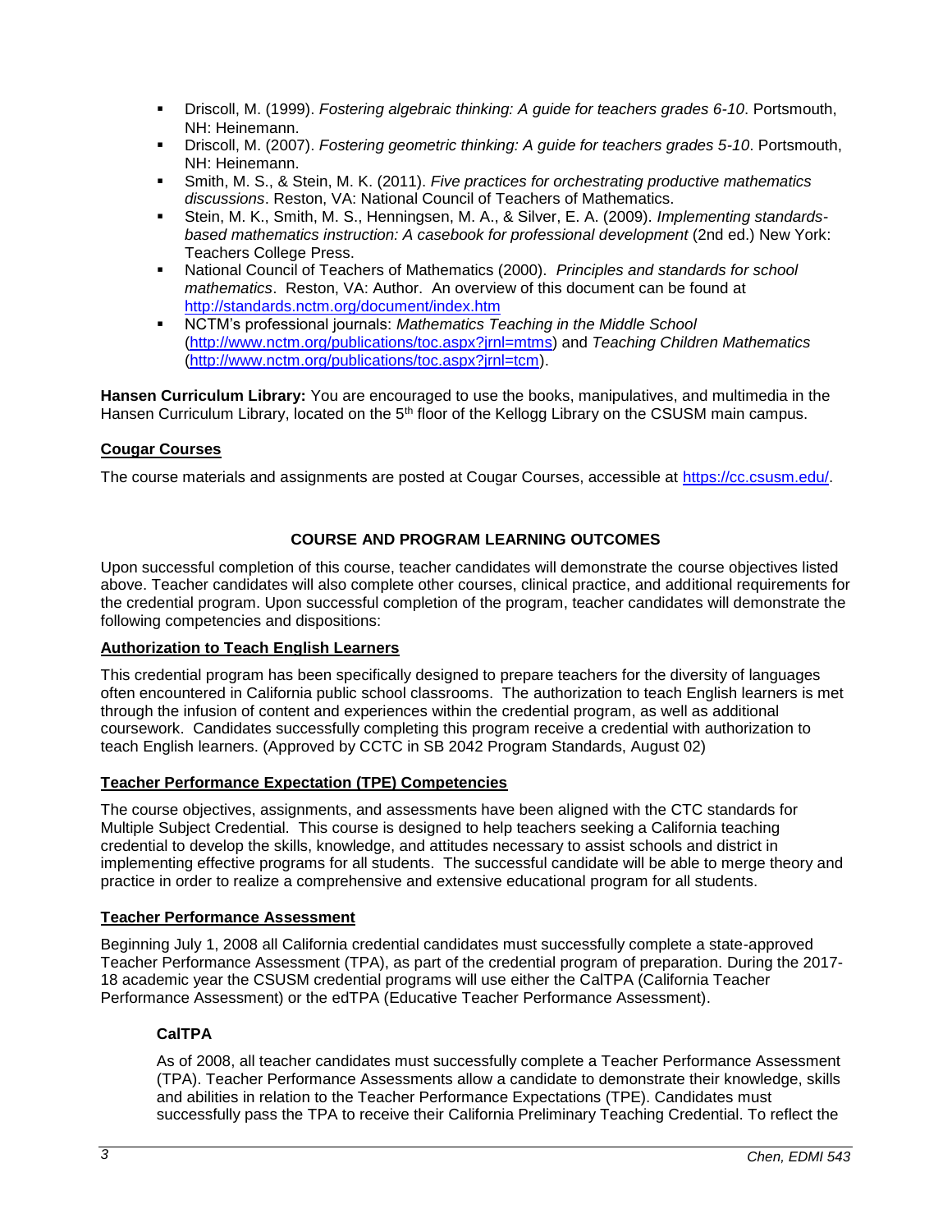- Driscoll, M. (1999). *Fostering algebraic thinking: A guide for teachers grades 6-10*. Portsmouth, NH: Heinemann.
- Driscoll, M. (2007). *Fostering geometric thinking: A guide for teachers grades 5-10*. Portsmouth, NH: Heinemann.
- Smith, M. S., & Stein, M. K. (2011). *Five practices for orchestrating productive mathematics discussions*. Reston, VA: National Council of Teachers of Mathematics.
- Stein, M. K., Smith, M. S., Henningsen, M. A., & Silver, E. A. (2009). *Implementing standards-based mathematics instruction: A casebook for professional development* (2nd ed.) New York: Teachers College Press.
- National Council of Teachers of Mathematics (2000). *Principles and standards for school mathematics*. Reston, VA: Author. An overview of this document can be found at http://standards.nctm.org/document/index.htm
- NCTM's professional journals: *Mathematics Teaching in the Middle School* (http://www.nctm.org/publications/toc.aspx?jrnl=mtms) and *Teaching Children Mathematics* (http://www.nctm.org/publications/toc.aspx?jrnl=tcm).

**Hansen Curriculum Library:** You are encouraged to use the books, manipulatives, and multimedia in the Hansen Curriculum Library, located on the 5th floor of the Kellogg Library on the CSUSM main campus.

### Cougar Courses

The course materials and assignments are posted at Cougar Courses, accessible at https://cc.csusm.edu/.

## COURSE AND PROGRAM LEARNING OUTCOMES

Upon successful completion of this course, teacher candidates will demonstrate the course objectives listed above. Teacher candidates will also complete other courses, clinical practice, and additional requirements for the credential program. Upon successful completion of the program, teacher candidates will demonstrate the following competencies and dispositions:

### Authorization to Teach English Learners

This credential program has been specifically designed to prepare teachers for the diversity of languages often encountered in California public school classrooms. The authorization to teach English learners is met through the infusion of content and experiences within the credential program, as well as additional coursework. Candidates successfully completing this program receive a credential with authorization to teach English learners. (Approved by CCTC in SB 2042 Program Standards, August 02)

### Teacher Performance Expectation (TPE) Competencies

The course objectives, assignments, and assessments have been aligned with the CTC standards for Multiple Subject Credential. This course is designed to help teachers seeking a California teaching credential to develop the skills, knowledge, and attitudes necessary to assist schools and district in implementing effective programs for all students. The successful candidate will be able to merge theory and practice in order to realize a comprehensive and extensive educational program for all students.

### Teacher Performance Assessment

Beginning July 1, 2008 all California credential candidates must successfully complete a state-approved Teacher Performance Assessment (TPA), as part of the credential program of preparation. During the 2017-18 academic year the CSUSM credential programs will use either the CalTPA (California Teacher Performance Assessment) or the edTPA (Educative Teacher Performance Assessment).

#### CalTPA

As of 2008, all teacher candidates must successfully complete a Teacher Performance Assessment (TPA). Teacher Performance Assessments allow a candidate to demonstrate their knowledge, skills and abilities in relation to the Teacher Performance Expectations (TPE). Candidates must successfully pass the TPA to receive their California Preliminary Teaching Credential. To reflect the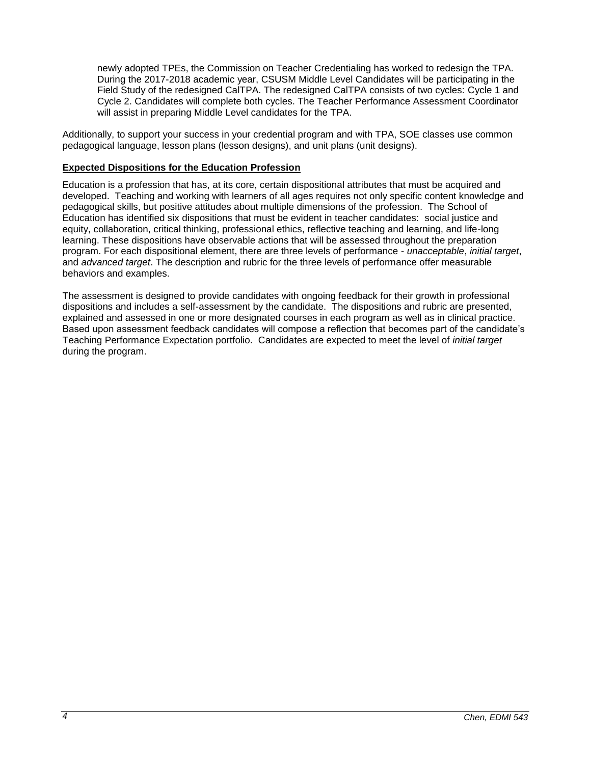newly adopted TPEs, the Commission on Teacher Credentialing has worked to redesign the TPA. During the 2017-2018 academic year, CSUSM Middle Level Candidates will be participating in the Field Study of the redesigned CalTPA. The redesigned CalTPA consists of two cycles: Cycle 1 and Cycle 2. Candidates will complete both cycles. The Teacher Performance Assessment Coordinator will assist in preparing Middle Level candidates for the TPA.

Additionally, to support your success in your credential program and with TPA, SOE classes use common pedagogical language, lesson plans (lesson designs), and unit plans (unit designs).

**Expected Dispositions for the Education Profession**

Education is a profession that has, at its core, certain dispositional attributes that must be acquired and developed. Teaching and working with learners of all ages requires not only specific content knowledge and pedagogical skills, but positive attitudes about multiple dimensions of the profession. The School of Education has identified six dispositions that must be evident in teacher candidates: social justice and equity, collaboration, critical thinking, professional ethics, reflective teaching and learning, and life-long learning. These dispositions have observable actions that will be assessed throughout the preparation program. For each dispositional element, there are three levels of performance - *unacceptable*, *initial target*, and *advanced target*. The description and rubric for the three levels of performance offer measurable behaviors and examples.

The assessment is designed to provide candidates with ongoing feedback for their growth in professional dispositions and includes a self-assessment by the candidate. The dispositions and rubric are presented, explained and assessed in one or more designated courses in each program as well as in clinical practice. Based upon assessment feedback candidates will compose a reflection that becomes part of the candidate's Teaching Performance Expectation portfolio. Candidates are expected to meet the level of *initial target* during the program.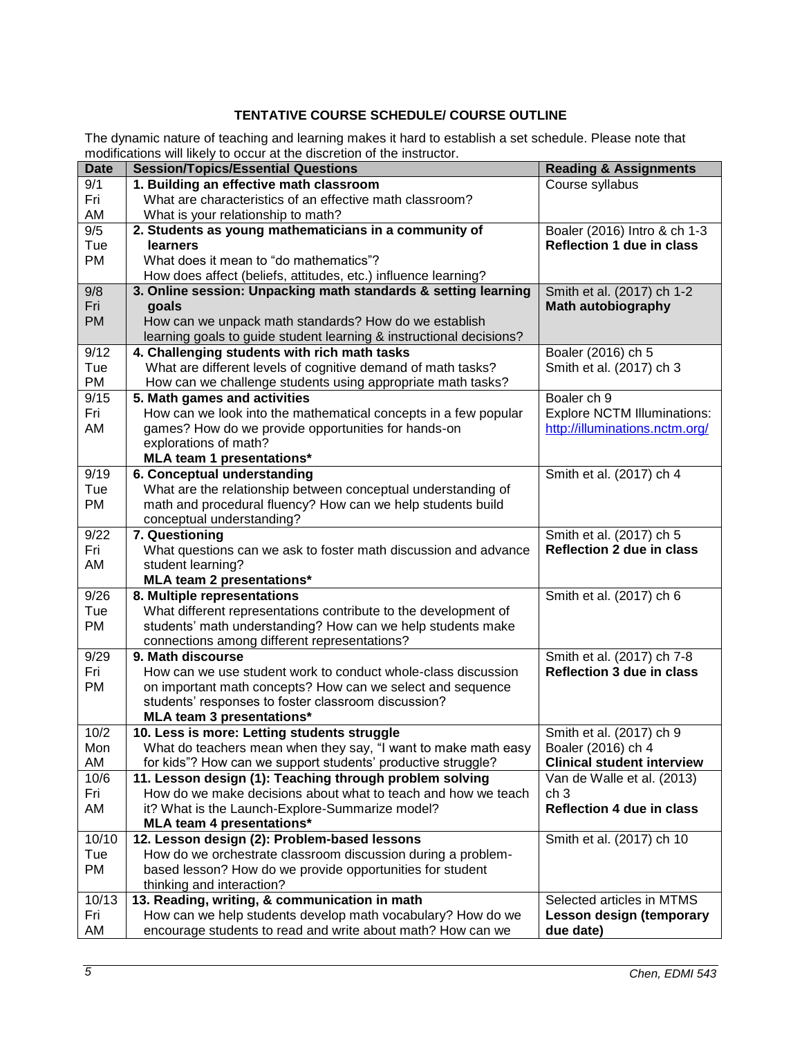# TENTATIVE COURSE SCHEDULE/ COURSE OUTLINE

The dynamic nature of teaching and learning makes it hard to establish a set schedule. Please note that modifications will likely to occur at the discretion of the instructor.

| Date | Session/Topics/Essential Questions | Reading & Assignments |
|---|---|---|
| 9/1 Fri AM | **1. Building an effective math classroom** What are characteristics of an effective math classroom? What is your relationship to math? | Course syllabus |
| 9/5 Tue PM | **2. Students as young mathematicians in a community of learners** What does it mean to "do mathematics"? How does affect (beliefs, attitudes, etc.) influence learning? | Boaler (2016) Intro & ch 1-3 **Reflection 1 due in class** |
| 9/8 Fri PM | **3. Online session: Unpacking math standards & setting learning goals** How can we unpack math standards? How do we establish learning goals to guide student learning & instructional decisions? | Smith et al. (2017) ch 1-2 **Math autobiography** |
| 9/12 Tue PM | **4. Challenging students with rich math tasks** What are different levels of cognitive demand of math tasks? How can we challenge students using appropriate math tasks? | Boaler (2016) ch 5 Smith et al. (2017) ch 3 |
| 9/15 Fri AM | **5. Math games and activities** How can we look into the mathematical concepts in a few popular games? How do we provide opportunities for hands-on explorations of math? **MLA team 1 presentations*** | Boaler ch 9 Explore NCTM Illuminations: http://illuminations.nctm.org/ |
| 9/19 Tue PM | **6. Conceptual understanding** What are the relationship between conceptual understanding of math and procedural fluency? How can we help students build conceptual understanding? | Smith et al. (2017) ch 4 |
| 9/22 Fri AM | **7. Questioning** What questions can we ask to foster math discussion and advance student learning? **MLA team 2 presentations*** | Smith et al. (2017) ch 5 **Reflection 2 due in class** |
| 9/26 Tue PM | **8. Multiple representations** What different representations contribute to the development of students' math understanding? How can we help students make connections among different representations? | Smith et al. (2017) ch 6 |
| 9/29 Fri PM | **9. Math discourse** How can we use student work to conduct whole-class discussion on important math concepts? How can we select and sequence students' responses to foster classroom discussion? **MLA team 3 presentations*** | Smith et al. (2017) ch 7-8 **Reflection 3 due in class** |
| 10/2 Mon AM | **10. Less is more: Letting students struggle** What do teachers mean when they say, "I want to make math easy for kids"? How can we support students' productive struggle? | Smith et al. (2017) ch 9 Boaler (2016) ch 4 **Clinical student interview** |
| 10/6 Fri AM | **11. Lesson design (1): Teaching through problem solving** How do we make decisions about what to teach and how we teach it? What is the Launch-Explore-Summarize model? **MLA team 4 presentations*** | Van de Walle et al. (2013) ch 3 **Reflection 4 due in class** |
| 10/10 Tue PM | **12. Lesson design (2): Problem-based lessons** How do we orchestrate classroom discussion during a problem-based lesson? How do we provide opportunities for student thinking and interaction? | Smith et al. (2017) ch 10 |
| 10/13 Fri AM | **13. Reading, writing, & communication in math** How can we help students develop math vocabulary? How do we encourage students to read and write about math? How can we | Selected articles in MTMS **Lesson design (temporary due date)** |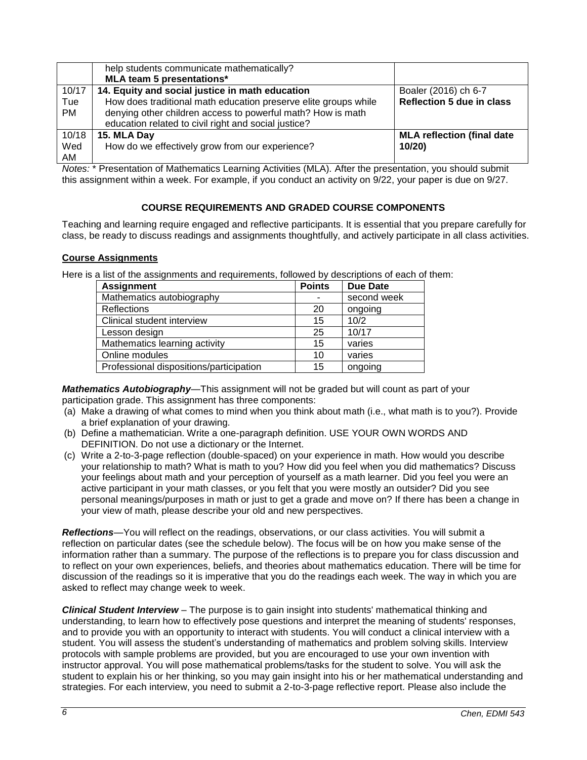| | | |
|---|---|---|
| | help students communicate mathematically?<br>**MLA team 5 presentations*** | |
| 10/17<br>Tue<br>PM | **14. Equity and social justice in math education**<br>How does traditional math education preserve elite groups while denying other children access to powerful math? How is math education related to civil right and social justice? | Boaler (2016) ch 6-7<br>**Reflection 5 due in class** |
| 10/18<br>Wed<br>AM | **15. MLA Day**<br>How do we effectively grow from our experience? | **MLA reflection (final date 10/20)** |

*Notes:* * Presentation of Mathematics Learning Activities (MLA). After the presentation, you should submit this assignment within a week. For example, if you conduct an activity on 9/22, your paper is due on 9/27.

## COURSE REQUIREMENTS AND GRADED COURSE COMPONENTS

Teaching and learning require engaged and reflective participants. It is essential that you prepare carefully for class, be ready to discuss readings and assignments thoughtfully, and actively participate in all class activities.

### Course Assignments

Here is a list of the assignments and requirements, followed by descriptions of each of them:

| Assignment | Points | Due Date |
|---|---|---|
| Mathematics autobiography | - | second week |
| Reflections | 20 | ongoing |
| Clinical student interview | 15 | 10/2 |
| Lesson design | 25 | 10/17 |
| Mathematics learning activity | 15 | varies |
| Online modules | 10 | varies |
| Professional dispositions/participation | 15 | ongoing |

***Mathematics Autobiography***—This assignment will not be graded but will count as part of your participation grade. This assignment has three components:

(a) Make a drawing of what comes to mind when you think about math (i.e., what math is to you?). Provide a brief explanation of your drawing.
(b) Define a mathematician. Write a one-paragraph definition. USE YOUR OWN WORDS AND DEFINITION. Do not use a dictionary or the Internet.
(c) Write a 2-to-3-page reflection (double-spaced) on your experience in math. How would you describe your relationship to math? What is math to you? How did you feel when you did mathematics? Discuss your feelings about math and your perception of yourself as a math learner. Did you feel you were an active participant in your math classes, or you felt that you were mostly an outsider? Did you see personal meanings/purposes in math or just to get a grade and move on? If there has been a change in your view of math, please describe your old and new perspectives.

***Reflections***—You will reflect on the readings, observations, or our class activities. You will submit a reflection on particular dates (see the schedule below). The focus will be on how you make sense of the information rather than a summary. The purpose of the reflections is to prepare you for class discussion and to reflect on your own experiences, beliefs, and theories about mathematics education. There will be time for discussion of the readings so it is imperative that you do the readings each week. The way in which you are asked to reflect may change week to week.

***Clinical Student Interview*** – The purpose is to gain insight into students' mathematical thinking and understanding, to learn how to effectively pose questions and interpret the meaning of students' responses, and to provide you with an opportunity to interact with students. You will conduct a clinical interview with a student. You will assess the student's understanding of mathematics and problem solving skills. Interview protocols with sample problems are provided, but you are encouraged to use your own invention with instructor approval. You will pose mathematical problems/tasks for the student to solve. You will ask the student to explain his or her thinking, so you may gain insight into his or her mathematical understanding and strategies. For each interview, you need to submit a 2-to-3-page reflective report. Please also include the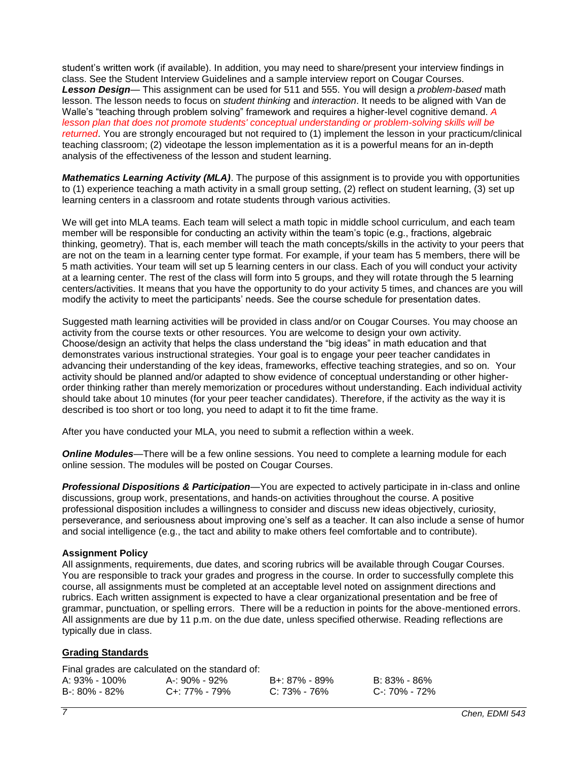student's written work (if available). In addition, you may need to share/present your interview findings in class. See the Student Interview Guidelines and a sample interview report on Cougar Courses.

***Lesson Design***— This assignment can be used for 511 and 555. You will design a *problem-based* math lesson. The lesson needs to focus on *student thinking* and *interaction*. It needs to be aligned with Van de Walle's "teaching through problem solving" framework and requires a higher-level cognitive demand. *A lesson plan that does not promote students' conceptual understanding or problem-solving skills will be returned*. You are strongly encouraged but not required to (1) implement the lesson in your practicum/clinical teaching classroom; (2) videotape the lesson implementation as it is a powerful means for an in-depth analysis of the effectiveness of the lesson and student learning.

***Mathematics Learning Activity (MLA)***. The purpose of this assignment is to provide you with opportunities to (1) experience teaching a math activity in a small group setting, (2) reflect on student learning, (3) set up learning centers in a classroom and rotate students through various activities.

We will get into MLA teams. Each team will select a math topic in middle school curriculum, and each team member will be responsible for conducting an activity within the team's topic (e.g., fractions, algebraic thinking, geometry). That is, each member will teach the math concepts/skills in the activity to your peers that are not on the team in a learning center type format. For example, if your team has 5 members, there will be 5 math activities. Your team will set up 5 learning centers in our class. Each of you will conduct your activity at a learning center. The rest of the class will form into 5 groups, and they will rotate through the 5 learning centers/activities. It means that you have the opportunity to do your activity 5 times, and chances are you will modify the activity to meet the participants' needs. See the course schedule for presentation dates.

Suggested math learning activities will be provided in class and/or on Cougar Courses. You may choose an activity from the course texts or other resources. You are welcome to design your own activity. Choose/design an activity that helps the class understand the "big ideas" in math education and that demonstrates various instructional strategies. Your goal is to engage your peer teacher candidates in advancing their understanding of the key ideas, frameworks, effective teaching strategies, and so on. Your activity should be planned and/or adapted to show evidence of conceptual understanding or other higher-order thinking rather than merely memorization or procedures without understanding. Each individual activity should take about 10 minutes (for your peer teacher candidates). Therefore, if the activity as the way it is described is too short or too long, you need to adapt it to fit the time frame.

After you have conducted your MLA, you need to submit a reflection within a week.

***Online Modules***—There will be a few online sessions. You need to complete a learning module for each online session. The modules will be posted on Cougar Courses.

***Professional Dispositions & Participation***—You are expected to actively participate in in-class and online discussions, group work, presentations, and hands-on activities throughout the course. A positive professional disposition includes a willingness to consider and discuss new ideas objectively, curiosity, perseverance, and seriousness about improving one's self as a teacher. It can also include a sense of humor and social intelligence (e.g., the tact and ability to make others feel comfortable and to contribute).

**Assignment Policy**

All assignments, requirements, due dates, and scoring rubrics will be available through Cougar Courses. You are responsible to track your grades and progress in the course. In order to successfully complete this course, all assignments must be completed at an acceptable level noted on assignment directions and rubrics. Each written assignment is expected to have a clear organizational presentation and be free of grammar, punctuation, or spelling errors. There will be a reduction in points for the above-mentioned errors. All assignments are due by 11 p.m. on the due date, unless specified otherwise. Reading reflections are typically due in class.

## Grading Standards

Final grades are calculated on the standard of:

| | | | |
|---|---|---|---|
| A: 93% - 100% | A-: 90% - 92% | B+: 87% - 89% | B: 83% - 86% |
| B-: 80% - 82% | C+: 77% - 79% | C: 73% - 76% | C-: 70% - 72% |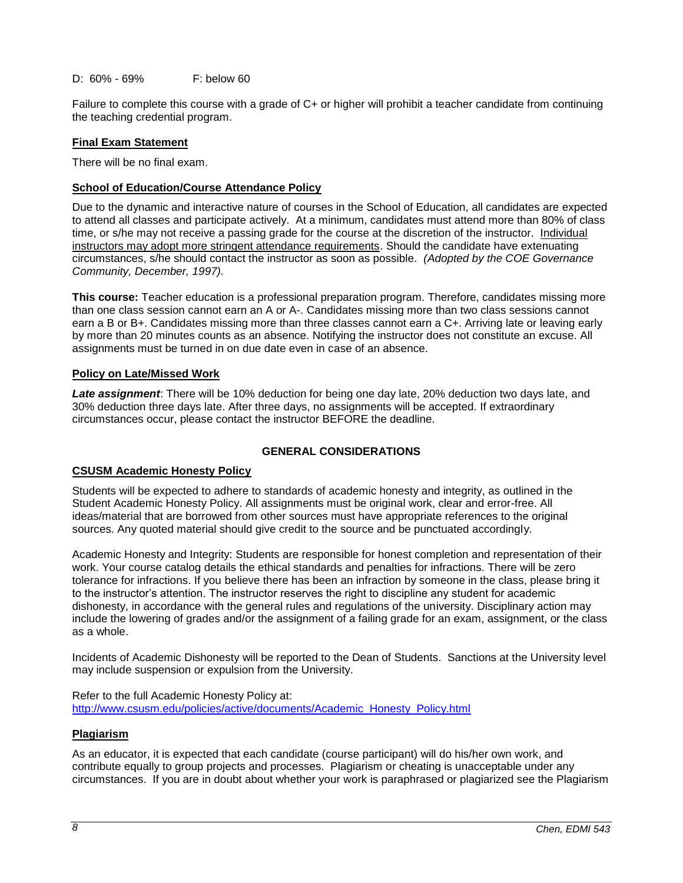D: 60% - 69%  F: below 60

Failure to complete this course with a grade of C+ or higher will prohibit a teacher candidate from continuing the teaching credential program.

### Final Exam Statement

There will be no final exam.

### School of Education/Course Attendance Policy

Due to the dynamic and interactive nature of courses in the School of Education, all candidates are expected to attend all classes and participate actively. At a minimum, candidates must attend more than 80% of class time, or s/he may not receive a passing grade for the course at the discretion of the instructor. Individual instructors may adopt more stringent attendance requirements. Should the candidate have extenuating circumstances, s/he should contact the instructor as soon as possible. *(Adopted by the COE Governance Community, December, 1997).*

**This course:** Teacher education is a professional preparation program. Therefore, candidates missing more than one class session cannot earn an A or A-. Candidates missing more than two class sessions cannot earn a B or B+. Candidates missing more than three classes cannot earn a C+. Arriving late or leaving early by more than 20 minutes counts as an absence. Notifying the instructor does not constitute an excuse. All assignments must be turned in on due date even in case of an absence.

### Policy on Late/Missed Work

***Late assignment***: There will be 10% deduction for being one day late, 20% deduction two days late, and 30% deduction three days late. After three days, no assignments will be accepted. If extraordinary circumstances occur, please contact the instructor BEFORE the deadline.

## GENERAL CONSIDERATIONS

### CSUSM Academic Honesty Policy

Students will be expected to adhere to standards of academic honesty and integrity, as outlined in the Student Academic Honesty Policy. All assignments must be original work, clear and error-free. All ideas/material that are borrowed from other sources must have appropriate references to the original sources. Any quoted material should give credit to the source and be punctuated accordingly.

Academic Honesty and Integrity: Students are responsible for honest completion and representation of their work. Your course catalog details the ethical standards and penalties for infractions. There will be zero tolerance for infractions. If you believe there has been an infraction by someone in the class, please bring it to the instructor's attention. The instructor reserves the right to discipline any student for academic dishonesty, in accordance with the general rules and regulations of the university. Disciplinary action may include the lowering of grades and/or the assignment of a failing grade for an exam, assignment, or the class as a whole.

Incidents of Academic Dishonesty will be reported to the Dean of Students. Sanctions at the University level may include suspension or expulsion from the University.

Refer to the full Academic Honesty Policy at:
http://www.csusm.edu/policies/active/documents/Academic_Honesty_Policy.html

### Plagiarism

As an educator, it is expected that each candidate (course participant) will do his/her own work, and contribute equally to group projects and processes. Plagiarism or cheating is unacceptable under any circumstances. If you are in doubt about whether your work is paraphrased or plagiarized see the Plagiarism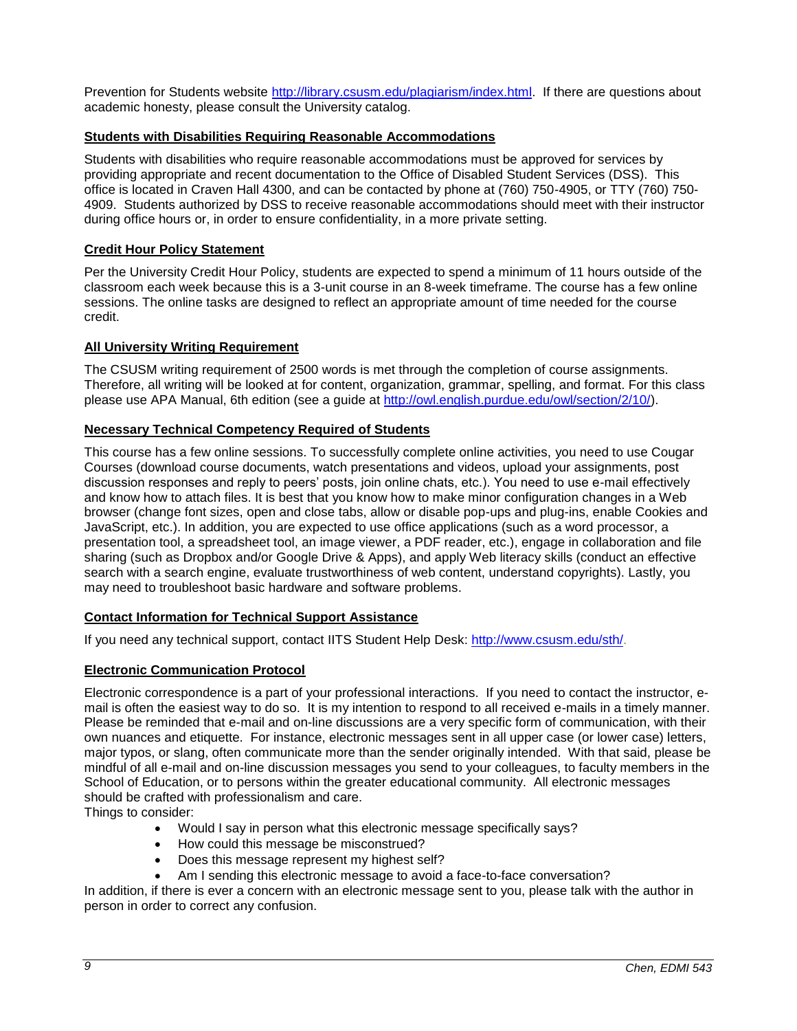Prevention for Students website http://library.csusm.edu/plagiarism/index.html. If there are questions about academic honesty, please consult the University catalog.

**Students with Disabilities Requiring Reasonable Accommodations**

Students with disabilities who require reasonable accommodations must be approved for services by providing appropriate and recent documentation to the Office of Disabled Student Services (DSS). This office is located in Craven Hall 4300, and can be contacted by phone at (760) 750-4905, or TTY (760) 750-4909. Students authorized by DSS to receive reasonable accommodations should meet with their instructor during office hours or, in order to ensure confidentiality, in a more private setting.

**Credit Hour Policy Statement**

Per the University Credit Hour Policy, students are expected to spend a minimum of 11 hours outside of the classroom each week because this is a 3-unit course in an 8-week timeframe. The course has a few online sessions. The online tasks are designed to reflect an appropriate amount of time needed for the course credit.

**All University Writing Requirement**

The CSUSM writing requirement of 2500 words is met through the completion of course assignments. Therefore, all writing will be looked at for content, organization, grammar, spelling, and format. For this class please use APA Manual, 6th edition (see a guide at http://owl.english.purdue.edu/owl/section/2/10/).

**Necessary Technical Competency Required of Students**

This course has a few online sessions. To successfully complete online activities, you need to use Cougar Courses (download course documents, watch presentations and videos, upload your assignments, post discussion responses and reply to peers' posts, join online chats, etc.). You need to use e-mail effectively and know how to attach files. It is best that you know how to make minor configuration changes in a Web browser (change font sizes, open and close tabs, allow or disable pop-ups and plug-ins, enable Cookies and JavaScript, etc.). In addition, you are expected to use office applications (such as a word processor, a presentation tool, a spreadsheet tool, an image viewer, a PDF reader, etc.), engage in collaboration and file sharing (such as Dropbox and/or Google Drive & Apps), and apply Web literacy skills (conduct an effective search with a search engine, evaluate trustworthiness of web content, understand copyrights). Lastly, you may need to troubleshoot basic hardware and software problems.

**Contact Information for Technical Support Assistance**

If you need any technical support, contact IITS Student Help Desk: http://www.csusm.edu/sth/.

**Electronic Communication Protocol**

Electronic correspondence is a part of your professional interactions. If you need to contact the instructor, e-mail is often the easiest way to do so. It is my intention to respond to all received e-mails in a timely manner. Please be reminded that e-mail and on-line discussions are a very specific form of communication, with their own nuances and etiquette. For instance, electronic messages sent in all upper case (or lower case) letters, major typos, or slang, often communicate more than the sender originally intended. With that said, please be mindful of all e-mail and on-line discussion messages you send to your colleagues, to faculty members in the School of Education, or to persons within the greater educational community. All electronic messages should be crafted with professionalism and care.
Things to consider:

- Would I say in person what this electronic message specifically says?
- How could this message be misconstrued?
- Does this message represent my highest self?
- Am I sending this electronic message to avoid a face-to-face conversation?

In addition, if there is ever a concern with an electronic message sent to you, please talk with the author in person in order to correct any confusion.